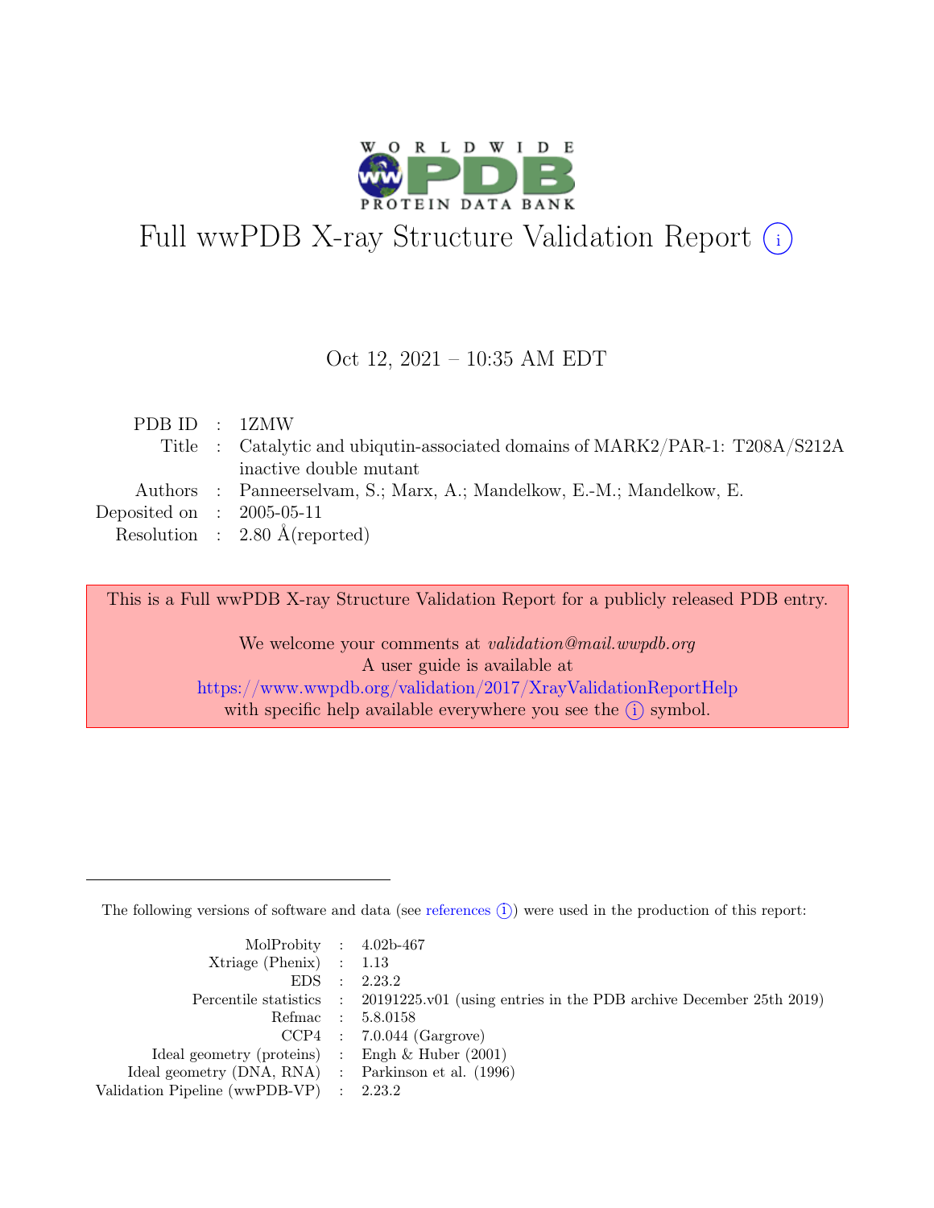# Full wwPDB X-ray Structure Validation Report (i)

Oct 12, 2021 – 10:35 AM EDT

| | | |
|---|---|---|
| PDB ID | : | 1ZMW |
| Title | : | Catalytic and ubiqutin-associated domains of MARK2/PAR-1: T208A/S212A inactive double mutant |
| Authors | : | Panneerselvam, S.; Marx, A.; Mandelkow, E.-M.; Mandelkow, E. |
| Deposited on | : | 2005-05-11 |
| Resolution | : | 2.80 Å(reported) |

This is a Full wwPDB X-ray Structure Validation Report for a publicly released PDB entry.

We welcome your comments at *validation@mail.wwpdb.org*
A user guide is available at
https://www.wwpdb.org/validation/2017/XrayValidationReportHelp
with specific help available everywhere you see the (i) symbol.

---

The following versions of software and data (see references (i)) were used in the production of this report:

| | | |
|---|---|---|
| MolProbity | : | 4.02b-467 |
| Xtriage (Phenix) | : | 1.13 |
| EDS | : | 2.23.2 |
| Percentile statistics | : | 20191225.v01 (using entries in the PDB archive December 25th 2019) |
| Refmac | : | 5.8.0158 |
| CCP4 | : | 7.0.044 (Gargrove) |
| Ideal geometry (proteins) | : | Engh & Huber (2001) |
| Ideal geometry (DNA, RNA) | : | Parkinson et al. (1996) |
| Validation Pipeline (wwPDB-VP) | : | 2.23.2 |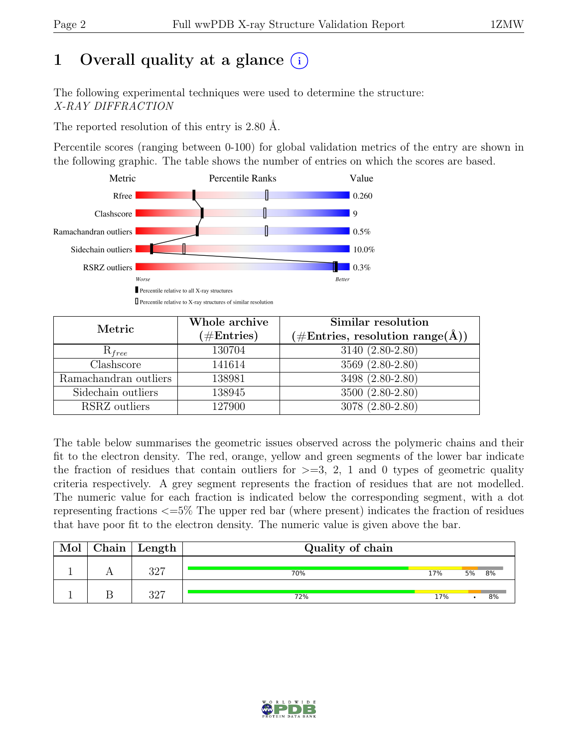# 1 Overall quality at a glance (i)

The following experimental techniques were used to determine the structure:
*X-RAY DIFFRACTION*

The reported resolution of this entry is 2.80 Å.

Percentile scores (ranging between 0-100) for global validation metrics of the entry are shown in the following graphic. The table shows the number of entries on which the scores are based.

Metric

Percentile Ranks

Value

Rfree 0.260

Clashscore 9

Ramachandran outliers 0.5%

Sidechain outliers 10.0%

RSRZ outliers 0.3%

Worse

Better

Percentile relative to all X-ray structures

Percentile relative to X-ray structures of similar resolution

| Metric | Whole archive (#Entries) | Similar resolution (#Entries, resolution range(Å)) |
|---|---|---|
| $R_{free}$ | 130704 | 3140 (2.80-2.80) |
| Clashscore | 141614 | 3569 (2.80-2.80) |
| Ramachandran outliers | 138981 | 3498 (2.80-2.80) |
| Sidechain outliers | 138945 | 3500 (2.80-2.80) |
| RSRZ outliers | 127900 | 3078 (2.80-2.80) |

The table below summarises the geometric issues observed across the polymeric chains and their fit to the electron density. The red, orange, yellow and green segments of the lower bar indicate the fraction of residues that contain outliers for >=3, 2, 1 and 0 types of geometric quality criteria respectively. A grey segment represents the fraction of residues that are not modelled. The numeric value for each fraction is indicated below the corresponding segment, with a dot representing fractions <=5% The upper red bar (where present) indicates the fraction of residues that have poor fit to the electron density. The numeric value is given above the bar.

| Mol | Chain | Length | Quality of chain |
|---|---|---|---|
| 1 | A | 327 | 70% 17% 5% 8% |
| 1 | B | 327 | 72% 17% • 8% |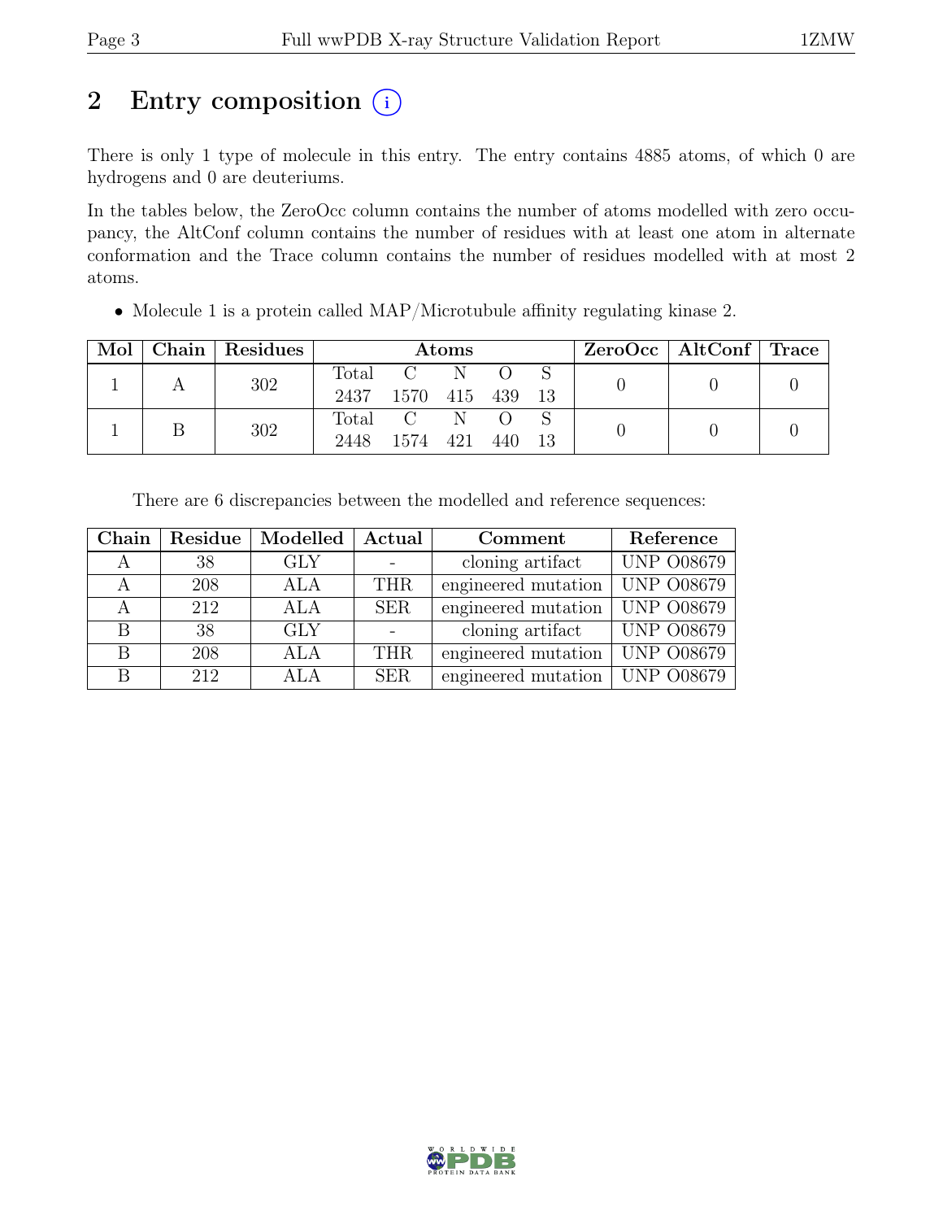# 2 Entry composition (i)

There is only 1 type of molecule in this entry. The entry contains 4885 atoms, of which 0 are hydrogens and 0 are deuteriums.

In the tables below, the ZeroOcc column contains the number of atoms modelled with zero occupancy, the AltConf column contains the number of residues with at least one atom in alternate conformation and the Trace column contains the number of residues modelled with at most 2 atoms.

- Molecule 1 is a protein called MAP/Microtubule affinity regulating kinase 2.

| Mol | Chain | Residues | Atoms | | | | | ZeroOcc | AltConf | Trace |
|---|---|---|---|---|---|---|---|---|---|---|
| 1 | A | 302 | Total<br>2437 | C<br>1570 | N<br>415 | O<br>439 | S<br>13 | 0 | 0 | 0 |
| 1 | B | 302 | Total<br>2448 | C<br>1574 | N<br>421 | O<br>440 | S<br>13 | 0 | 0 | 0 |

There are 6 discrepancies between the modelled and reference sequences:

| Chain | Residue | Modelled | Actual | Comment | Reference |
|---|---|---|---|---|---|
| A | 38 | GLY | - | cloning artifact | UNP O08679 |
| A | 208 | ALA | THR | engineered mutation | UNP O08679 |
| A | 212 | ALA | SER | engineered mutation | UNP O08679 |
| B | 38 | GLY | - | cloning artifact | UNP O08679 |
| B | 208 | ALA | THR | engineered mutation | UNP O08679 |
| B | 212 | ALA | SER | engineered mutation | UNP O08679 |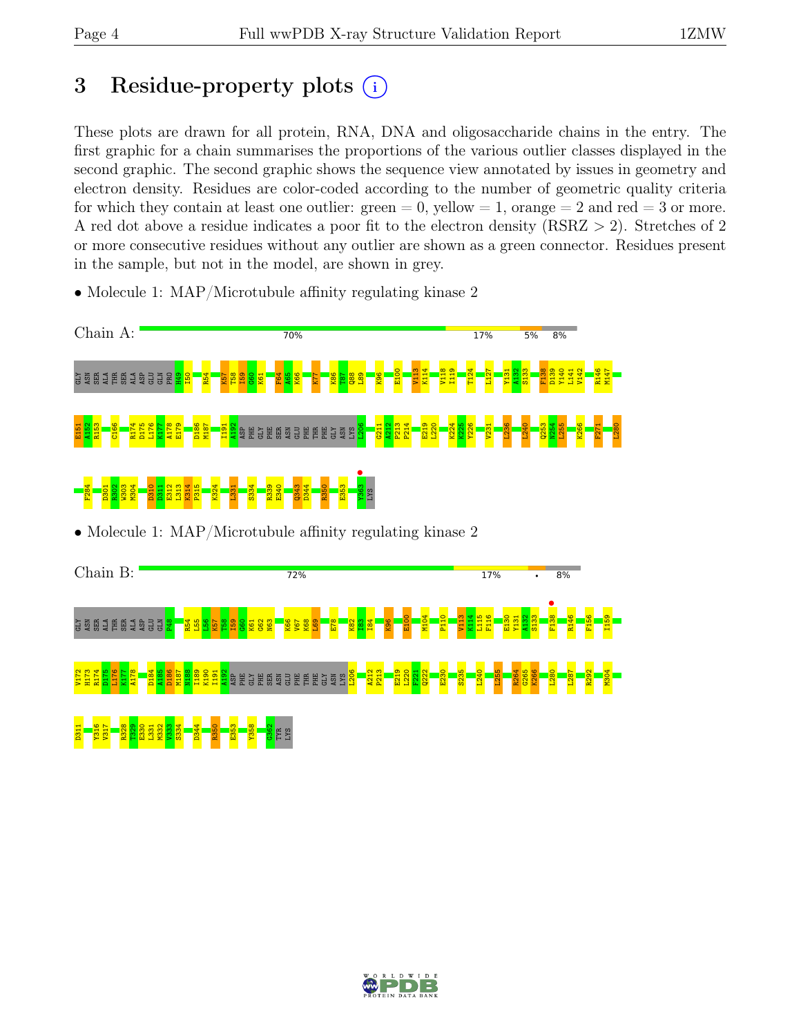# 3 Residue-property plots

These plots are drawn for all protein, RNA, DNA and oligosaccharide chains in the entry. The first graphic for a chain summarises the proportions of the various outlier classes displayed in the second graphic. The second graphic shows the sequence view annotated by issues in geometry and electron density. Residues are color-coded according to the number of geometric quality criteria for which they contain at least one outlier: green = 0, yellow = 1, orange = 2 and red = 3 or more. A red dot above a residue indicates a poor fit to the electron density (RSRZ > 2). Stretches of 2 or more consecutive residues without any outlier are shown as a green connector. Residues present in the sample, but not in the model, are shown in grey.

- Molecule 1: MAP/Microtubule affinity regulating kinase 2

Chain A:

70%

17%

5%

8%

GLY ASN SER ALA THR SER ALA ASP GLU GLN PRO H49 I50 R54 K57 T58 I59 G60 K61 F64 A65 K66 K77 K86 T87 Q88 L89 K96 E100 V113 K114 V118 I119 T124 L127 Y131 A132 S133 F138 D139 Y140 L141 V142 R146 M147

E151 A152 R153 C166 R174 D175 L176 K177 A178 E179 D186 M187 I191 A192 ASP ASP PHE GLY PHE SER ASN GLU PHE THR PHE GLY ASN LYS L206 G211 A212 P213 P214 E219 L220 K224 K225 Y226 V231 L236 L240 Q253 N254 L255 K266 F271 L280

F284 D301 R302 W303 M304 D310 D311 E312 L313 K314 P315 K324 L331 S334 R339 E340 Q343 D344 R350 E353 Y363 LYS

- Molecule 1: MAP/Microtubule affinity regulating kinase 2

Chain B:

72%

17%

•

8%

GLY ASN SER ALA THR SER ALA ASP GLU GLN P48 R54 L55 L56 K57 T58 I59 G60 K61 G62 N63 K66 V67 K68 L69 E78 K82 I83 I84 K96 E100 M104 P110 V113 K114 L115 F116 E130 Y131 A132 S133 F138 R146 F156 I159

V172 H173 R174 D175 L176 K177 A178 D184 A185 D186 M187 N188 I189 K190 I191 A192 ASP PHE GLY PHE SER ASN GLU PHE THR PHE GLY ASN LYS L206 A212 P213 E219 L220 P221 Q222 E230 S235 L240 L255 R264 G265 K266 L280 L287 R292 M304

D311 Y316 V317 R328 T329 E330 L331 M332 V333 S334 D344 R350 E353 Y358 G362 TYR LYS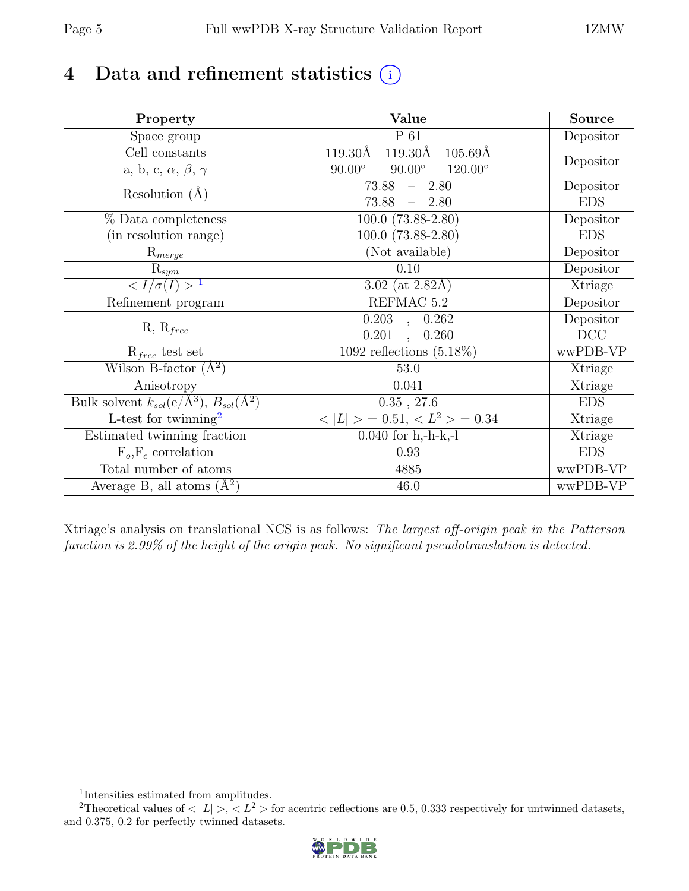# 4 Data and refinement statistics

| Property | Value | Source |
|---|---|---|
| Space group | P 61 | Depositor |
| Cell constants<br>a, b, c, $\alpha$, $\beta$, $\gamma$ | 119.30Å 119.30Å 105.69Å<br>90.00° 90.00° 120.00° | Depositor |
| Resolution (Å) | 73.88 – 2.80<br>73.88 – 2.80 | Depositor<br>EDS |
| % Data completeness<br>(in resolution range) | 100.0 (73.88-2.80)<br>100.0 (73.88-2.80) | Depositor<br>EDS |
| $R_{merge}$ | (Not available) | Depositor |
| $R_{sym}$ | 0.10 | Depositor |
| $< I/\sigma(I) >$ [1] | 3.02 (at 2.82Å) | Xtriage |
| Refinement program | REFMAC 5.2 | Depositor |
| R, $R_{free}$ | 0.203 , 0.262<br>0.201 , 0.260 | Depositor<br>DCC |
| $R_{free}$ test set | 1092 reflections (5.18%) | wwPDB-VP |
| Wilson B-factor (Å$^2$) | 53.0 | Xtriage |
| Anisotropy | 0.041 | Xtriage |
| Bulk solvent $k_{sol}$(e/Å$^3$), $B_{sol}$(Å$^2$) | 0.35 , 27.6 | EDS |
| L-test for twinning[2] | $< \|L\| > = 0.51$, $< L^2 > = 0.34$ | Xtriage |
| Estimated twinning fraction | 0.040 for h,-h-k,-l | Xtriage |
| $F_o$,$F_c$ correlation | 0.93 | EDS |
| Total number of atoms | 4885 | wwPDB-VP |
| Average B, all atoms (Å$^2$) | 46.0 | wwPDB-VP |

Xtriage's analysis on translational NCS is as follows: *The largest off-origin peak in the Patterson function is 2.99% of the height of the origin peak. No significant pseudotranslation is detected.*

[1] Intensities estimated from amplitudes.

[2] Theoretical values of $< |L| >$, $< L^2 >$ for acentric reflections are 0.5, 0.333 respectively for untwinned datasets, and 0.375, 0.2 for perfectly twinned datasets.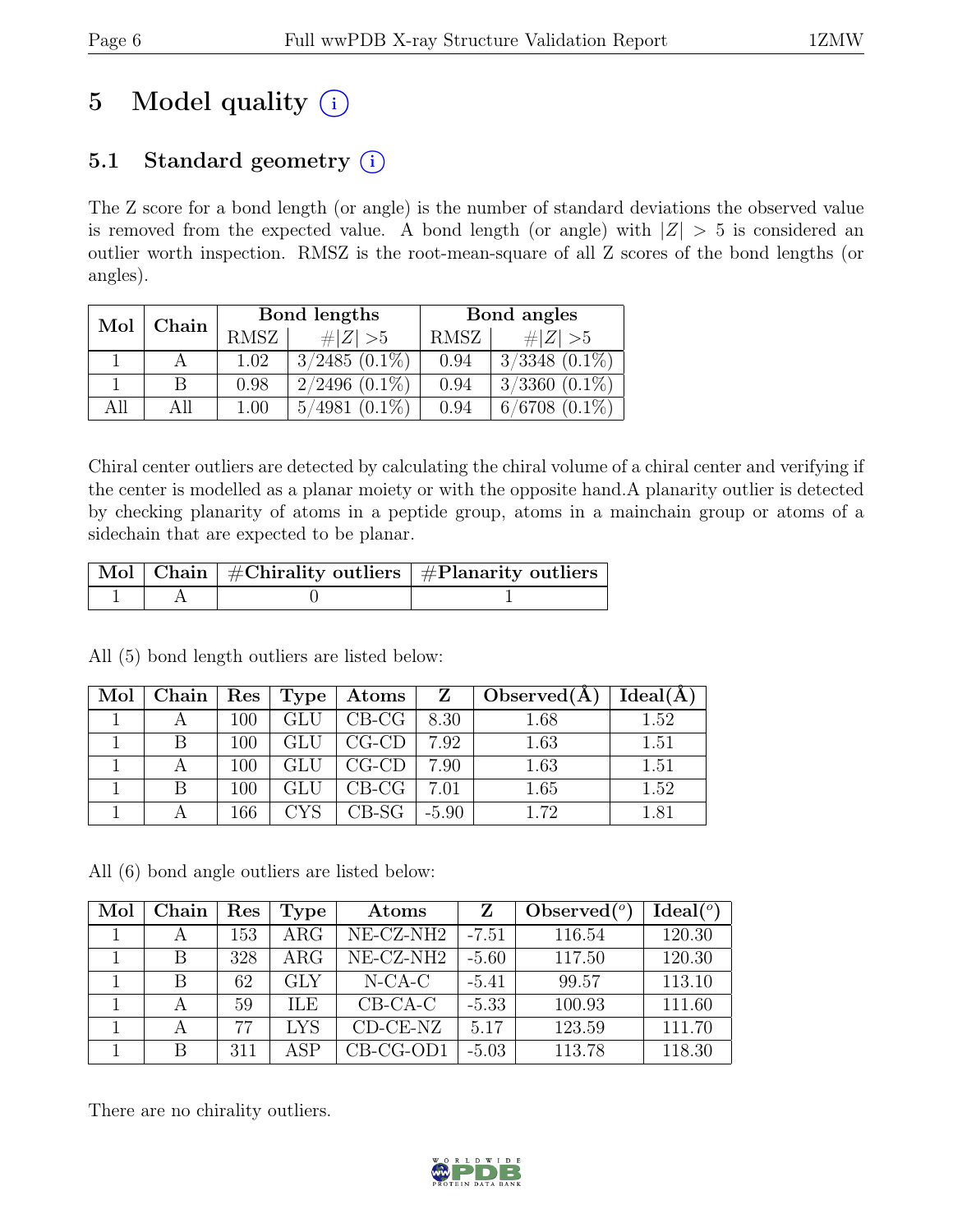# 5 Model quality (i)

## 5.1 Standard geometry (i)

The Z score for a bond length (or angle) is the number of standard deviations the observed value is removed from the expected value. A bond length (or angle) with $|Z| > 5$ is considered an outlier worth inspection. RMSZ is the root-mean-square of all Z scores of the bond lengths (or angles).

| Mol | Chain | Bond lengths | | Bond angles | |
|---|---|---|---|---|---|
| | | RMSZ | #\|Z\| >5 | RMSZ | #\|Z\| >5 |
| 1 | A | 1.02 | 3/2485 (0.1%) | 0.94 | 3/3348 (0.1%) |
| 1 | B | 0.98 | 2/2496 (0.1%) | 0.94 | 3/3360 (0.1%) |
| All | All | 1.00 | 5/4981 (0.1%) | 0.94 | 6/6708 (0.1%) |

Chiral center outliers are detected by calculating the chiral volume of a chiral center and verifying if the center is modelled as a planar moiety or with the opposite hand.A planarity outlier is detected by checking planarity of atoms in a peptide group, atoms in a mainchain group or atoms of a sidechain that are expected to be planar.

| Mol | Chain | #Chirality outliers | #Planarity outliers |
|---|---|---|---|
| 1 | A | 0 | 1 |

All (5) bond length outliers are listed below:

| Mol | Chain | Res | Type | Atoms | Z | Observed(Å) | Ideal(Å) |
|---|---|---|---|---|---|---|---|
| 1 | A | 100 | GLU | CB-CG | 8.30 | 1.68 | 1.52 |
| 1 | B | 100 | GLU | CG-CD | 7.92 | 1.63 | 1.51 |
| 1 | A | 100 | GLU | CG-CD | 7.90 | 1.63 | 1.51 |
| 1 | B | 100 | GLU | CB-CG | 7.01 | 1.65 | 1.52 |
| 1 | A | 166 | CYS | CB-SG | -5.90 | 1.72 | 1.81 |

All (6) bond angle outliers are listed below:

| Mol | Chain | Res | Type | Atoms | Z | Observed(°) | Ideal(°) |
|---|---|---|---|---|---|---|---|
| 1 | A | 153 | ARG | NE-CZ-NH2 | -7.51 | 116.54 | 120.30 |
| 1 | B | 328 | ARG | NE-CZ-NH2 | -5.60 | 117.50 | 120.30 |
| 1 | B | 62 | GLY | N-CA-C | -5.41 | 99.57 | 113.10 |
| 1 | A | 59 | ILE | CB-CA-C | -5.33 | 100.93 | 111.60 |
| 1 | A | 77 | LYS | CD-CE-NZ | 5.17 | 123.59 | 111.70 |
| 1 | B | 311 | ASP | CB-CG-OD1 | -5.03 | 113.78 | 118.30 |

There are no chirality outliers.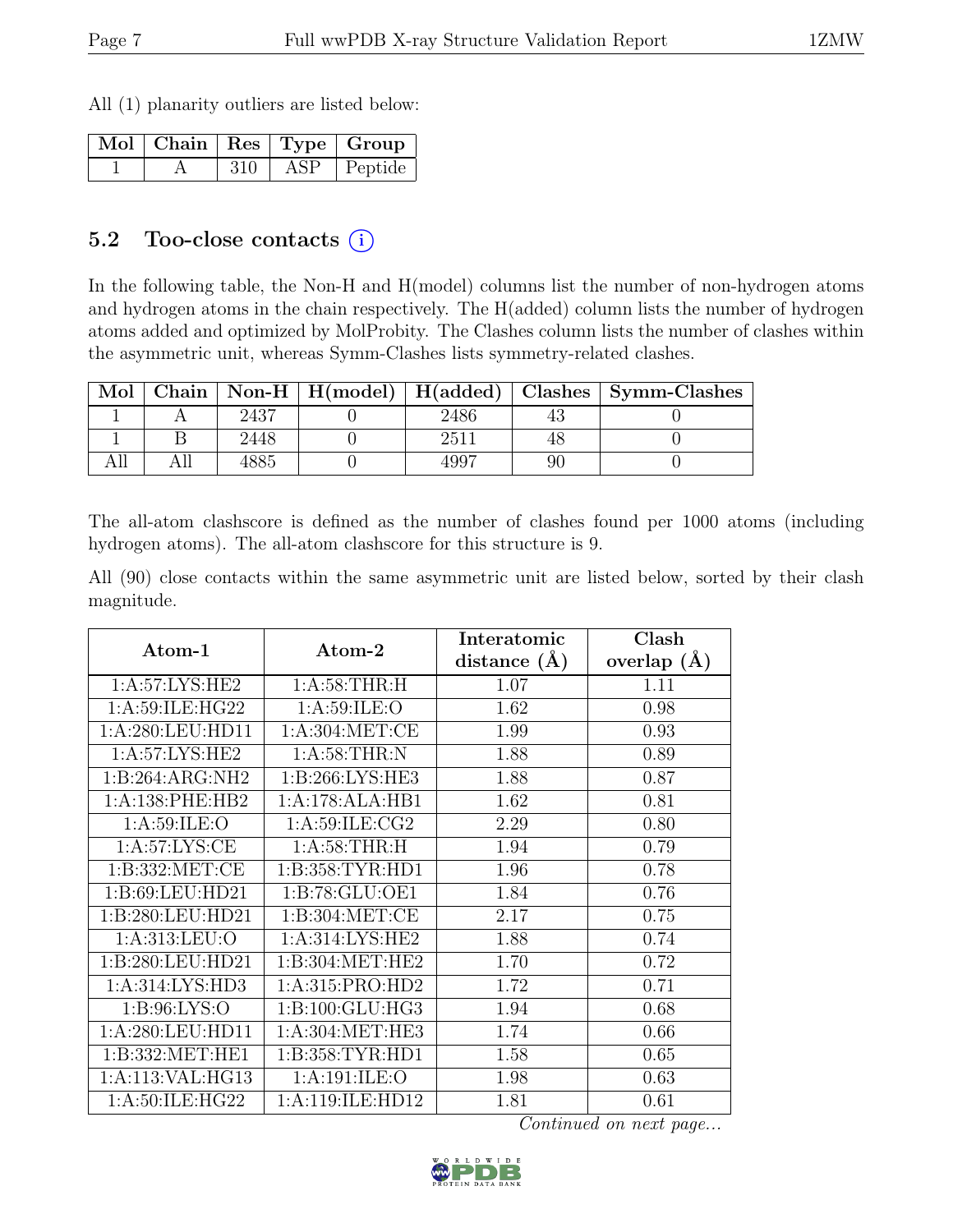All (1) planarity outliers are listed below:

| Mol | Chain | Res | Type | Group |
|---|---|---|---|---|
| 1 | A | 310 | ASP | Peptide |

## 5.2 Too-close contacts (i)

In the following table, the Non-H and H(model) columns list the number of non-hydrogen atoms and hydrogen atoms in the chain respectively. The H(added) column lists the number of hydrogen atoms added and optimized by MolProbity. The Clashes column lists the number of clashes within the asymmetric unit, whereas Symm-Clashes lists symmetry-related clashes.

| Mol | Chain | Non-H | H(model) | H(added) | Clashes | Symm-Clashes |
|---|---|---|---|---|---|---|
| 1 | A | 2437 | 0 | 2486 | 43 | 0 |
| 1 | B | 2448 | 0 | 2511 | 48 | 0 |
| All | All | 4885 | 0 | 4997 | 90 | 0 |

The all-atom clashscore is defined as the number of clashes found per 1000 atoms (including hydrogen atoms). The all-atom clashscore for this structure is 9.

All (90) close contacts within the same asymmetric unit are listed below, sorted by their clash magnitude.

| Atom-1 | Atom-2 | Interatomic distance (Å) | Clash overlap (Å) |
|---|---|---|---|
| 1:A:57:LYS:HE2 | 1:A:58:THR:H | 1.07 | 1.11 |
| 1:A:59:ILE:HG22 | 1:A:59:ILE:O | 1.62 | 0.98 |
| 1:A:280:LEU:HD11 | 1:A:304:MET:CE | 1.99 | 0.93 |
| 1:A:57:LYS:HE2 | 1:A:58:THR:N | 1.88 | 0.89 |
| 1:B:264:ARG:NH2 | 1:B:266:LYS:HE3 | 1.88 | 0.87 |
| 1:A:138:PHE:HB2 | 1:A:178:ALA:HB1 | 1.62 | 0.81 |
| 1:A:59:ILE:O | 1:A:59:ILE:CG2 | 2.29 | 0.80 |
| 1:A:57:LYS:CE | 1:A:58:THR:H | 1.94 | 0.79 |
| 1:B:332:MET:CE | 1:B:358:TYR:HD1 | 1.96 | 0.78 |
| 1:B:69:LEU:HD21 | 1:B:78:GLU:OE1 | 1.84 | 0.76 |
| 1:B:280:LEU:HD21 | 1:B:304:MET:CE | 2.17 | 0.75 |
| 1:A:313:LEU:O | 1:A:314:LYS:HE2 | 1.88 | 0.74 |
| 1:B:280:LEU:HD21 | 1:B:304:MET:HE2 | 1.70 | 0.72 |
| 1:A:314:LYS:HD3 | 1:A:315:PRO:HD2 | 1.72 | 0.71 |
| 1:B:96:LYS:O | 1:B:100:GLU:HG3 | 1.94 | 0.68 |
| 1:A:280:LEU:HD11 | 1:A:304:MET:HE3 | 1.74 | 0.66 |
| 1:B:332:MET:HE1 | 1:B:358:TYR:HD1 | 1.58 | 0.65 |
| 1:A:113:VAL:HG13 | 1:A:191:ILE:O | 1.98 | 0.63 |
| 1:A:50:ILE:HG22 | 1:A:119:ILE:HD12 | 1.81 | 0.61 |

*Continued on next page...*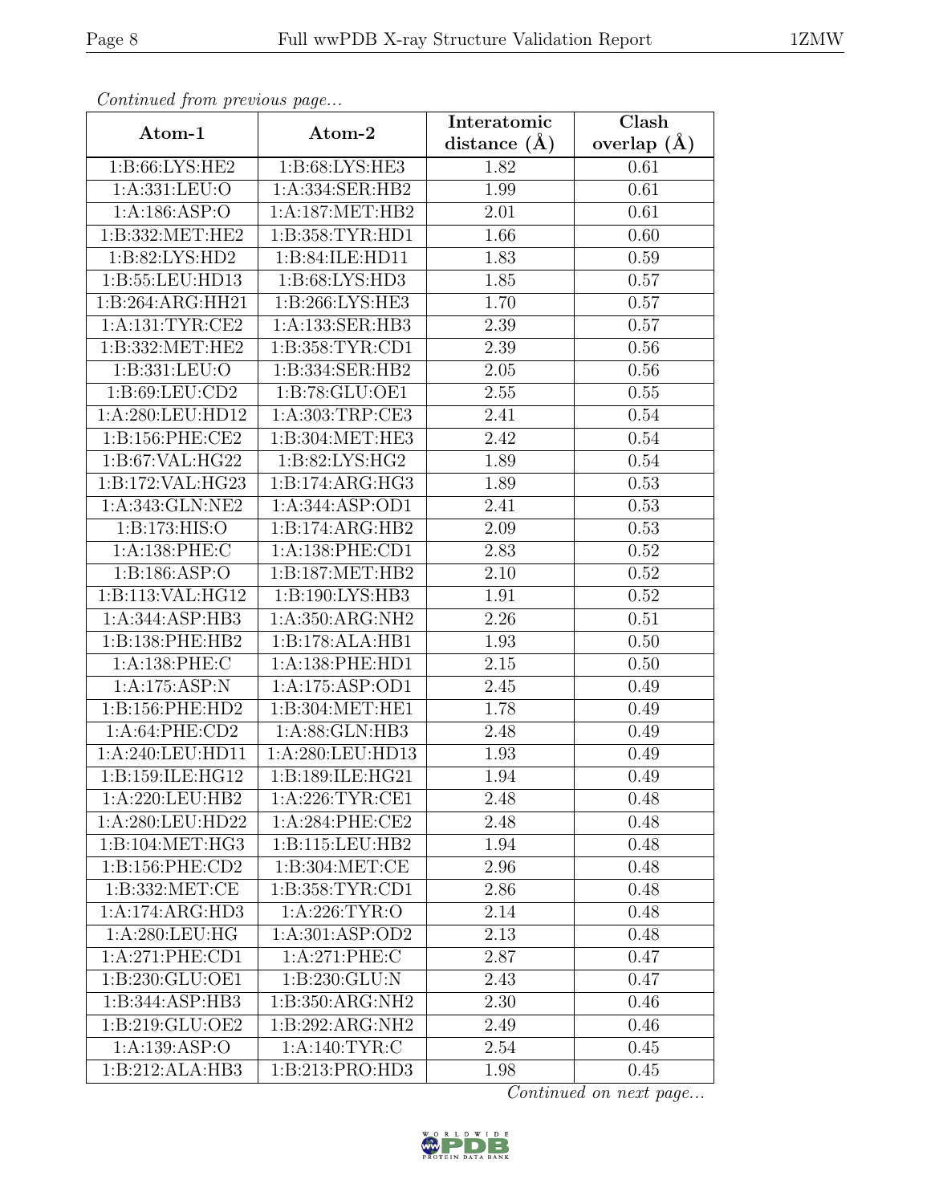*Continued from previous page...*

| Atom-1 | Atom-2 | Interatomic distance (Å) | Clash overlap (Å) |
|---|---|---|---|
| 1:B:66:LYS:HE2 | 1:B:68:LYS:HE3 | 1.82 | 0.61 |
| 1:A:331:LEU:O | 1:A:334:SER:HB2 | 1.99 | 0.61 |
| 1:A:186:ASP:O | 1:A:187:MET:HB2 | 2.01 | 0.61 |
| 1:B:332:MET:HE2 | 1:B:358:TYR:HD1 | 1.66 | 0.60 |
| 1:B:82:LYS:HD2 | 1:B:84:ILE:HD11 | 1.83 | 0.59 |
| 1:B:55:LEU:HD13 | 1:B:68:LYS:HD3 | 1.85 | 0.57 |
| 1:B:264:ARG:HH21 | 1:B:266:LYS:HE3 | 1.70 | 0.57 |
| 1:A:131:TYR:CE2 | 1:A:133:SER:HB3 | 2.39 | 0.57 |
| 1:B:332:MET:HE2 | 1:B:358:TYR:CD1 | 2.39 | 0.56 |
| 1:B:331:LEU:O | 1:B:334:SER:HB2 | 2.05 | 0.56 |
| 1:B:69:LEU:CD2 | 1:B:78:GLU:OE1 | 2.55 | 0.55 |
| 1:A:280:LEU:HD12 | 1:A:303:TRP:CE3 | 2.41 | 0.54 |
| 1:B:156:PHE:CE2 | 1:B:304:MET:HE3 | 2.42 | 0.54 |
| 1:B:67:VAL:HG22 | 1:B:82:LYS:HG2 | 1.89 | 0.54 |
| 1:B:172:VAL:HG23 | 1:B:174:ARG:HG3 | 1.89 | 0.53 |
| 1:A:343:GLN:NE2 | 1:A:344:ASP:OD1 | 2.41 | 0.53 |
| 1:B:173:HIS:O | 1:B:174:ARG:HB2 | 2.09 | 0.53 |
| 1:A:138:PHE:C | 1:A:138:PHE:CD1 | 2.83 | 0.52 |
| 1:B:186:ASP:O | 1:B:187:MET:HB2 | 2.10 | 0.52 |
| 1:B:113:VAL:HG12 | 1:B:190:LYS:HB3 | 1.91 | 0.52 |
| 1:A:344:ASP:HB3 | 1:A:350:ARG:NH2 | 2.26 | 0.51 |
| 1:B:138:PHE:HB2 | 1:B:178:ALA:HB1 | 1.93 | 0.50 |
| 1:A:138:PHE:C | 1:A:138:PHE:HD1 | 2.15 | 0.50 |
| 1:A:175:ASP:N | 1:A:175:ASP:OD1 | 2.45 | 0.49 |
| 1:B:156:PHE:HD2 | 1:B:304:MET:HE1 | 1.78 | 0.49 |
| 1:A:64:PHE:CD2 | 1:A:88:GLN:HB3 | 2.48 | 0.49 |
| 1:A:240:LEU:HD11 | 1:A:280:LEU:HD13 | 1.93 | 0.49 |
| 1:B:159:ILE:HG12 | 1:B:189:ILE:HG21 | 1.94 | 0.49 |
| 1:A:220:LEU:HB2 | 1:A:226:TYR:CE1 | 2.48 | 0.48 |
| 1:A:280:LEU:HD22 | 1:A:284:PHE:CE2 | 2.48 | 0.48 |
| 1:B:104:MET:HG3 | 1:B:115:LEU:HB2 | 1.94 | 0.48 |
| 1:B:156:PHE:CD2 | 1:B:304:MET:CE | 2.96 | 0.48 |
| 1:B:332:MET:CE | 1:B:358:TYR:CD1 | 2.86 | 0.48 |
| 1:A:174:ARG:HD3 | 1:A:226:TYR:O | 2.14 | 0.48 |
| 1:A:280:LEU:HG | 1:A:301:ASP:OD2 | 2.13 | 0.48 |
| 1:A:271:PHE:CD1 | 1:A:271:PHE:C | 2.87 | 0.47 |
| 1:B:230:GLU:OE1 | 1:B:230:GLU:N | 2.43 | 0.47 |
| 1:B:344:ASP:HB3 | 1:B:350:ARG:NH2 | 2.30 | 0.46 |
| 1:B:219:GLU:OE2 | 1:B:292:ARG:NH2 | 2.49 | 0.46 |
| 1:A:139:ASP:O | 1:A:140:TYR:C | 2.54 | 0.45 |
| 1:B:212:ALA:HB3 | 1:B:213:PRO:HD3 | 1.98 | 0.45 |

*Continued on next page...*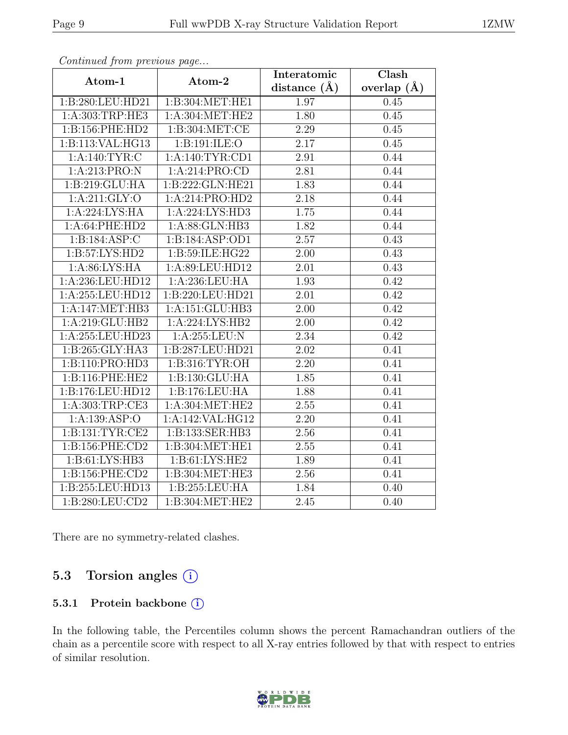*Continued from previous page...*

| Atom-1 | Atom-2 | Interatomic distance (Å) | Clash overlap (Å) |
|---|---|---|---|
| 1:B:280:LEU:HD21 | 1:B:304:MET:HE1 | 1.97 | 0.45 |
| 1:A:303:TRP:HE3 | 1:A:304:MET:HE2 | 1.80 | 0.45 |
| 1:B:156:PHE:HD2 | 1:B:304:MET:CE | 2.29 | 0.45 |
| 1:B:113:VAL:HG13 | 1:B:191:ILE:O | 2.17 | 0.45 |
| 1:A:140:TYR:C | 1:A:140:TYR:CD1 | 2.91 | 0.44 |
| 1:A:213:PRO:N | 1:A:214:PRO:CD | 2.81 | 0.44 |
| 1:B:219:GLU:HA | 1:B:222:GLN:HE21 | 1.83 | 0.44 |
| 1:A:211:GLY:O | 1:A:214:PRO:HD2 | 2.18 | 0.44 |
| 1:A:224:LYS:HA | 1:A:224:LYS:HD3 | 1.75 | 0.44 |
| 1:A:64:PHE:HD2 | 1:A:88:GLN:HB3 | 1.82 | 0.44 |
| 1:B:184:ASP:C | 1:B:184:ASP:OD1 | 2.57 | 0.43 |
| 1:B:57:LYS:HD2 | 1:B:59:ILE:HG22 | 2.00 | 0.43 |
| 1:A:86:LYS:HA | 1:A:89:LEU:HD12 | 2.01 | 0.43 |
| 1:A:236:LEU:HD12 | 1:A:236:LEU:HA | 1.93 | 0.42 |
| 1:A:255:LEU:HD12 | 1:B:220:LEU:HD21 | 2.01 | 0.42 |
| 1:A:147:MET:HB3 | 1:A:151:GLU:HB3 | 2.00 | 0.42 |
| 1:A:219:GLU:HB2 | 1:A:224:LYS:HB2 | 2.00 | 0.42 |
| 1:A:255:LEU:HD23 | 1:A:255:LEU:N | 2.34 | 0.42 |
| 1:B:265:GLY:HA3 | 1:B:287:LEU:HD21 | 2.02 | 0.41 |
| 1:B:110:PRO:HD3 | 1:B:316:TYR:OH | 2.20 | 0.41 |
| 1:B:116:PHE:HE2 | 1:B:130:GLU:HA | 1.85 | 0.41 |
| 1:B:176:LEU:HD12 | 1:B:176:LEU:HA | 1.88 | 0.41 |
| 1:A:303:TRP:CE3 | 1:A:304:MET:HE2 | 2.55 | 0.41 |
| 1:A:139:ASP:O | 1:A:142:VAL:HG12 | 2.20 | 0.41 |
| 1:B:131:TYR:CE2 | 1:B:133:SER:HB3 | 2.56 | 0.41 |
| 1:B:156:PHE:CD2 | 1:B:304:MET:HE1 | 2.55 | 0.41 |
| 1:B:61:LYS:HB3 | 1:B:61:LYS:HE2 | 1.89 | 0.41 |
| 1:B:156:PHE:CD2 | 1:B:304:MET:HE3 | 2.56 | 0.41 |
| 1:B:255:LEU:HD13 | 1:B:255:LEU:HA | 1.84 | 0.40 |
| 1:B:280:LEU:CD2 | 1:B:304:MET:HE2 | 2.45 | 0.40 |

There are no symmetry-related clashes.

## 5.3 Torsion angles (i)

### 5.3.1 Protein backbone (i)

In the following table, the Percentiles column shows the percent Ramachandran outliers of the chain as a percentile score with respect to all X-ray entries followed by that with respect to entries of similar resolution.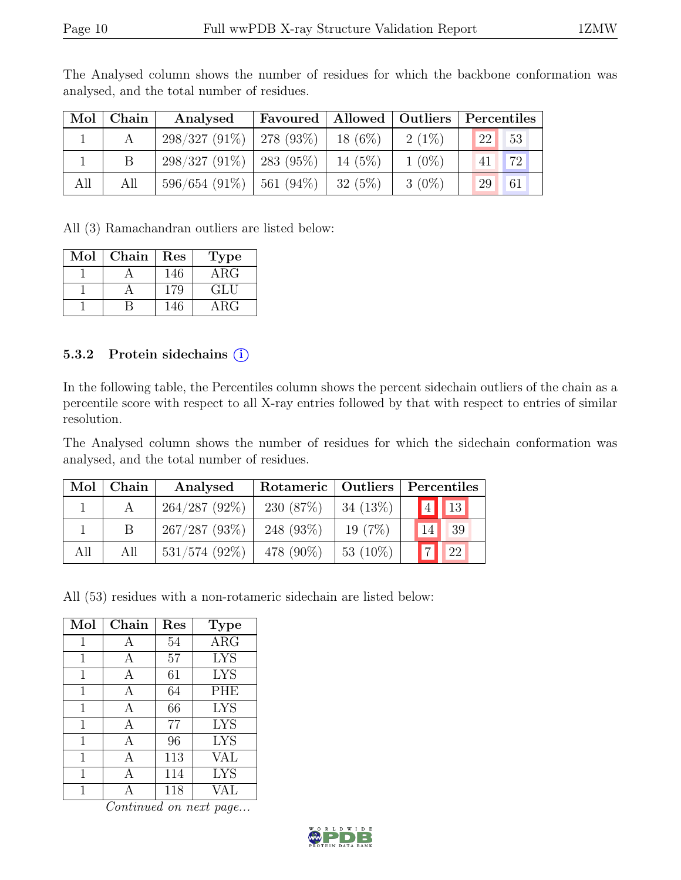The Analysed column shows the number of residues for which the backbone conformation was analysed, and the total number of residues.

| Mol | Chain | Analysed | Favoured | Allowed | Outliers | Percentiles | |
|---|---|---|---|---|---|---|---|
| 1 | A | 298/327 (91%) | 278 (93%) | 18 (6%) | 2 (1%) | 22 | 53 |
| 1 | B | 298/327 (91%) | 283 (95%) | 14 (5%) | 1 (0%) | 41 | 72 |
| All | All | 596/654 (91%) | 561 (94%) | 32 (5%) | 3 (0%) | 29 | 61 |

All (3) Ramachandran outliers are listed below:

| Mol | Chain | Res | Type |
|---|---|---|---|
| 1 | A | 146 | ARG |
| 1 | A | 179 | GLU |
| 1 | B | 146 | ARG |

### 5.3.2 Protein sidechains ⓘ

In the following table, the Percentiles column shows the percent sidechain outliers of the chain as a percentile score with respect to all X-ray entries followed by that with respect to entries of similar resolution.

The Analysed column shows the number of residues for which the sidechain conformation was analysed, and the total number of residues.

| Mol | Chain | Analysed | Rotameric | Outliers | Percentiles | |
|---|---|---|---|---|---|---|
| 1 | A | 264/287 (92%) | 230 (87%) | 34 (13%) | 4 | 13 |
| 1 | B | 267/287 (93%) | 248 (93%) | 19 (7%) | 14 | 39 |
| All | All | 531/574 (92%) | 478 (90%) | 53 (10%) | 7 | 22 |

All (53) residues with a non-rotameric sidechain are listed below:

| Mol | Chain | Res | Type |
|---|---|---|---|
| 1 | A | 54 | ARG |
| 1 | A | 57 | LYS |
| 1 | A | 61 | LYS |
| 1 | A | 64 | PHE |
| 1 | A | 66 | LYS |
| 1 | A | 77 | LYS |
| 1 | A | 96 | LYS |
| 1 | A | 113 | VAL |
| 1 | A | 114 | LYS |
| 1 | A | 118 | VAL |

*Continued on next page...*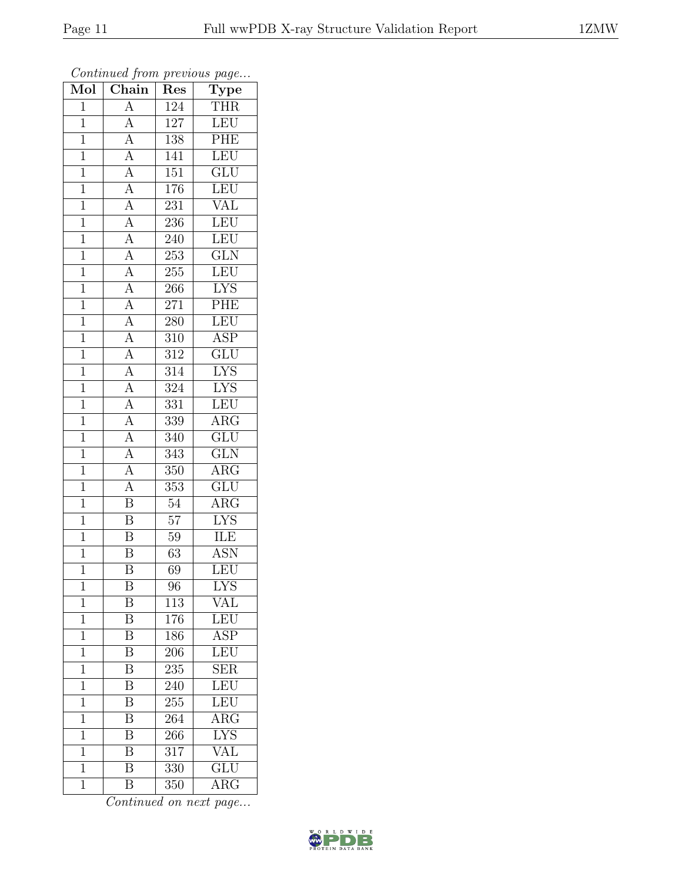*Continued from previous page...*

| Mol | Chain | Res | Type |
|---|---|---|---|
| 1 | A | 124 | THR |
| 1 | A | 127 | LEU |
| 1 | A | 138 | PHE |
| 1 | A | 141 | LEU |
| 1 | A | 151 | GLU |
| 1 | A | 176 | LEU |
| 1 | A | 231 | VAL |
| 1 | A | 236 | LEU |
| 1 | A | 240 | LEU |
| 1 | A | 253 | GLN |
| 1 | A | 255 | LEU |
| 1 | A | 266 | LYS |
| 1 | A | 271 | PHE |
| 1 | A | 280 | LEU |
| 1 | A | 310 | ASP |
| 1 | A | 312 | GLU |
| 1 | A | 314 | LYS |
| 1 | A | 324 | LYS |
| 1 | A | 331 | LEU |
| 1 | A | 339 | ARG |
| 1 | A | 340 | GLU |
| 1 | A | 343 | GLN |
| 1 | A | 350 | ARG |
| 1 | A | 353 | GLU |
| 1 | B | 54 | ARG |
| 1 | B | 57 | LYS |
| 1 | B | 59 | ILE |
| 1 | B | 63 | ASN |
| 1 | B | 69 | LEU |
| 1 | B | 96 | LYS |
| 1 | B | 113 | VAL |
| 1 | B | 176 | LEU |
| 1 | B | 186 | ASP |
| 1 | B | 206 | LEU |
| 1 | B | 235 | SER |
| 1 | B | 240 | LEU |
| 1 | B | 255 | LEU |
| 1 | B | 264 | ARG |
| 1 | B | 266 | LYS |
| 1 | B | 317 | VAL |
| 1 | B | 330 | GLU |
| 1 | B | 350 | ARG |

*Continued on next page...*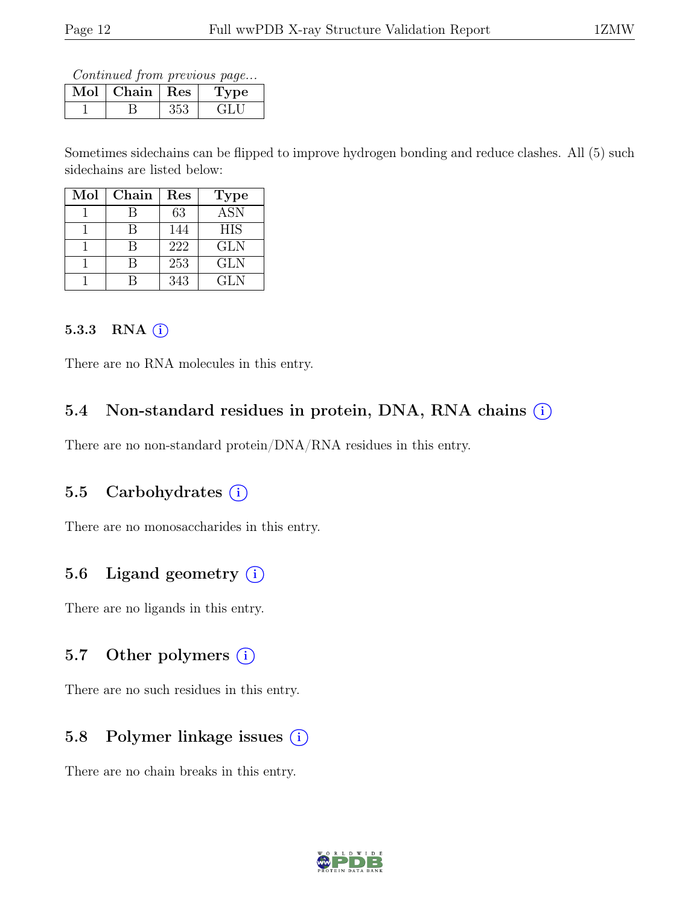*Continued from previous page...*

| Mol | Chain | Res | Type |
|---|---|---|---|
| 1 | B | 353 | GLU |

Sometimes sidechains can be flipped to improve hydrogen bonding and reduce clashes. All (5) such sidechains are listed below:

| Mol | Chain | Res | Type |
|---|---|---|---|
| 1 | B | 63 | ASN |
| 1 | B | 144 | HIS |
| 1 | B | 222 | GLN |
| 1 | B | 253 | GLN |
| 1 | B | 343 | GLN |

#### 5.3.3 RNA (i)

There are no RNA molecules in this entry.

### 5.4 Non-standard residues in protein, DNA, RNA chains (i)

There are no non-standard protein/DNA/RNA residues in this entry.

### 5.5 Carbohydrates (i)

There are no monosaccharides in this entry.

### 5.6 Ligand geometry (i)

There are no ligands in this entry.

### 5.7 Other polymers (i)

There are no such residues in this entry.

### 5.8 Polymer linkage issues (i)

There are no chain breaks in this entry.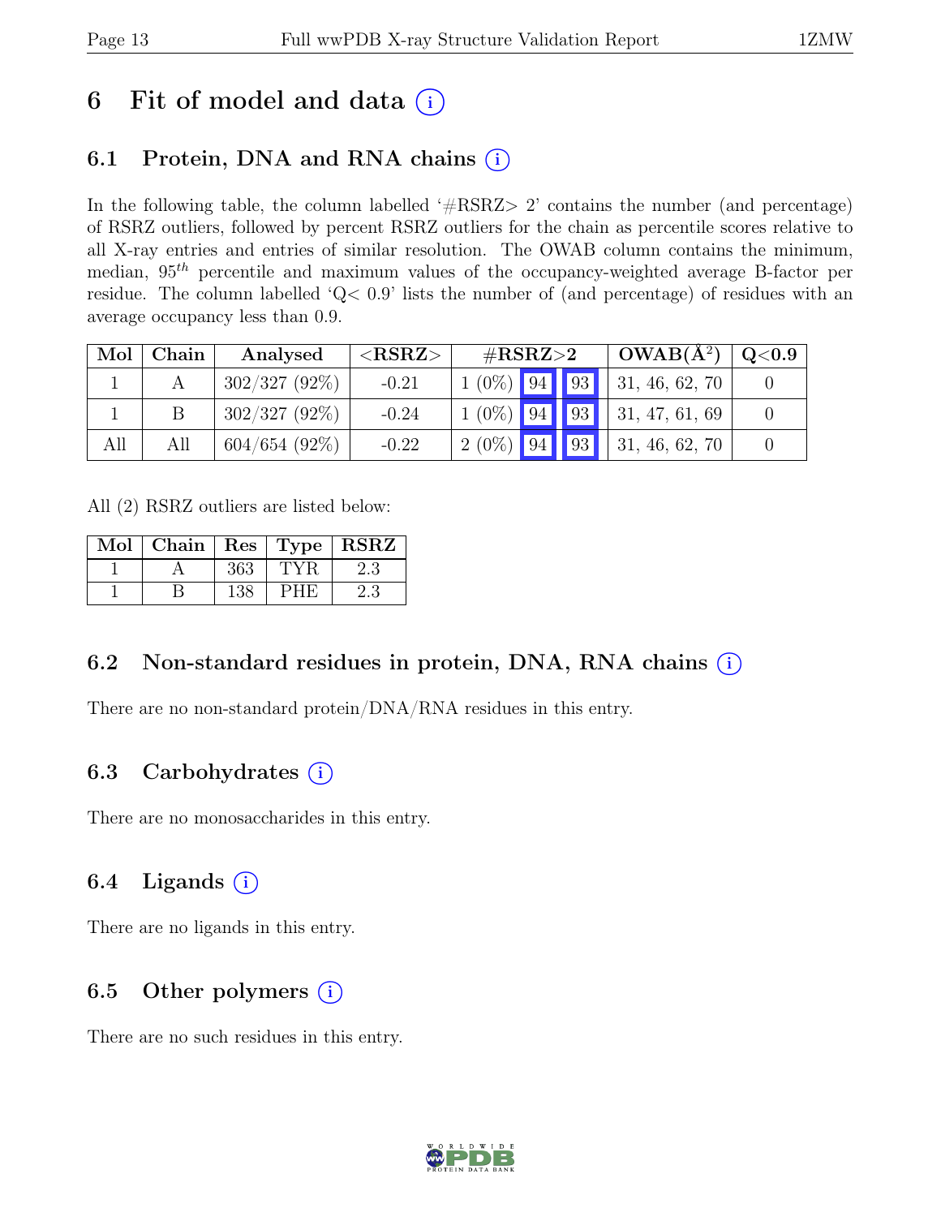# 6 Fit of model and data

## 6.1 Protein, DNA and RNA chains

In the following table, the column labelled '#RSRZ> 2' contains the number (and percentage) of RSRZ outliers, followed by percent RSRZ outliers for the chain as percentile scores relative to all X-ray entries and entries of similar resolution. The OWAB column contains the minimum, median, $95^{th}$ percentile and maximum values of the occupancy-weighted average B-factor per residue. The column labelled 'Q< 0.9' lists the number of (and percentage) of residues with an average occupancy less than 0.9.

| Mol | Chain | Analysed | <RSRZ> | #RSRZ>2 | | | OWAB(Å$^2$) | Q<0.9 |
|---|---|---|---|---|---|---|---|---|
| 1 | A | 302/327 (92%) | -0.21 | 1 (0%) | 94 | 93 | 31, 46, 62, 70 | 0 |
| 1 | B | 302/327 (92%) | -0.24 | 1 (0%) | 94 | 93 | 31, 47, 61, 69 | 0 |
| All | All | 604/654 (92%) | -0.22 | 2 (0%) | 94 | 93 | 31, 46, 62, 70 | 0 |

All (2) RSRZ outliers are listed below:

| Mol | Chain | Res | Type | RSRZ |
|---|---|---|---|---|
| 1 | A | 363 | TYR | 2.3 |
| 1 | B | 138 | PHE | 2.3 |

## 6.2 Non-standard residues in protein, DNA, RNA chains

There are no non-standard protein/DNA/RNA residues in this entry.

## 6.3 Carbohydrates

There are no monosaccharides in this entry.

## 6.4 Ligands

There are no ligands in this entry.

## 6.5 Other polymers

There are no such residues in this entry.